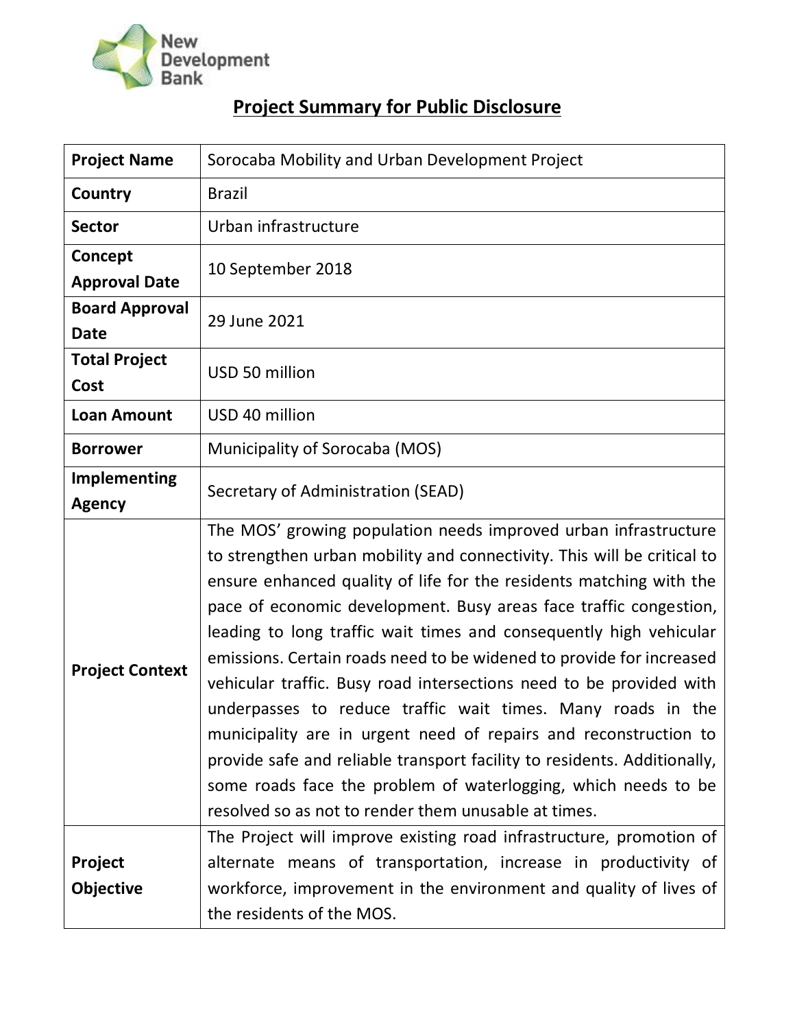New Development Bank

## Project Summary for Public Disclosure

| **Project Name** | Sorocaba Mobility and Urban Development Project |
|---|---|
| **Country** | Brazil |
| **Sector** | Urban infrastructure |
| **Concept Approval Date** | 10 September 2018 |
| **Board Approval Date** | 29 June 2021 |
| **Total Project Cost** | USD 50 million |
| **Loan Amount** | USD 40 million |
| **Borrower** | Municipality of Sorocaba (MOS) |
| **Implementing Agency** | Secretary of Administration (SEAD) |
| **Project Context** | The MOS' growing population needs improved urban infrastructure to strengthen urban mobility and connectivity. This will be critical to ensure enhanced quality of life for the residents matching with the pace of economic development. Busy areas face traffic congestion, leading to long traffic wait times and consequently high vehicular emissions. Certain roads need to be widened to provide for increased vehicular traffic. Busy road intersections need to be provided with underpasses to reduce traffic wait times. Many roads in the municipality are in urgent need of repairs and reconstruction to provide safe and reliable transport facility to residents. Additionally, some roads face the problem of waterlogging, which needs to be resolved so as not to render them unusable at times. |
| **Project Objective** | The Project will improve existing road infrastructure, promotion of alternate means of transportation, increase in productivity of workforce, improvement in the environment and quality of lives of the residents of the MOS. |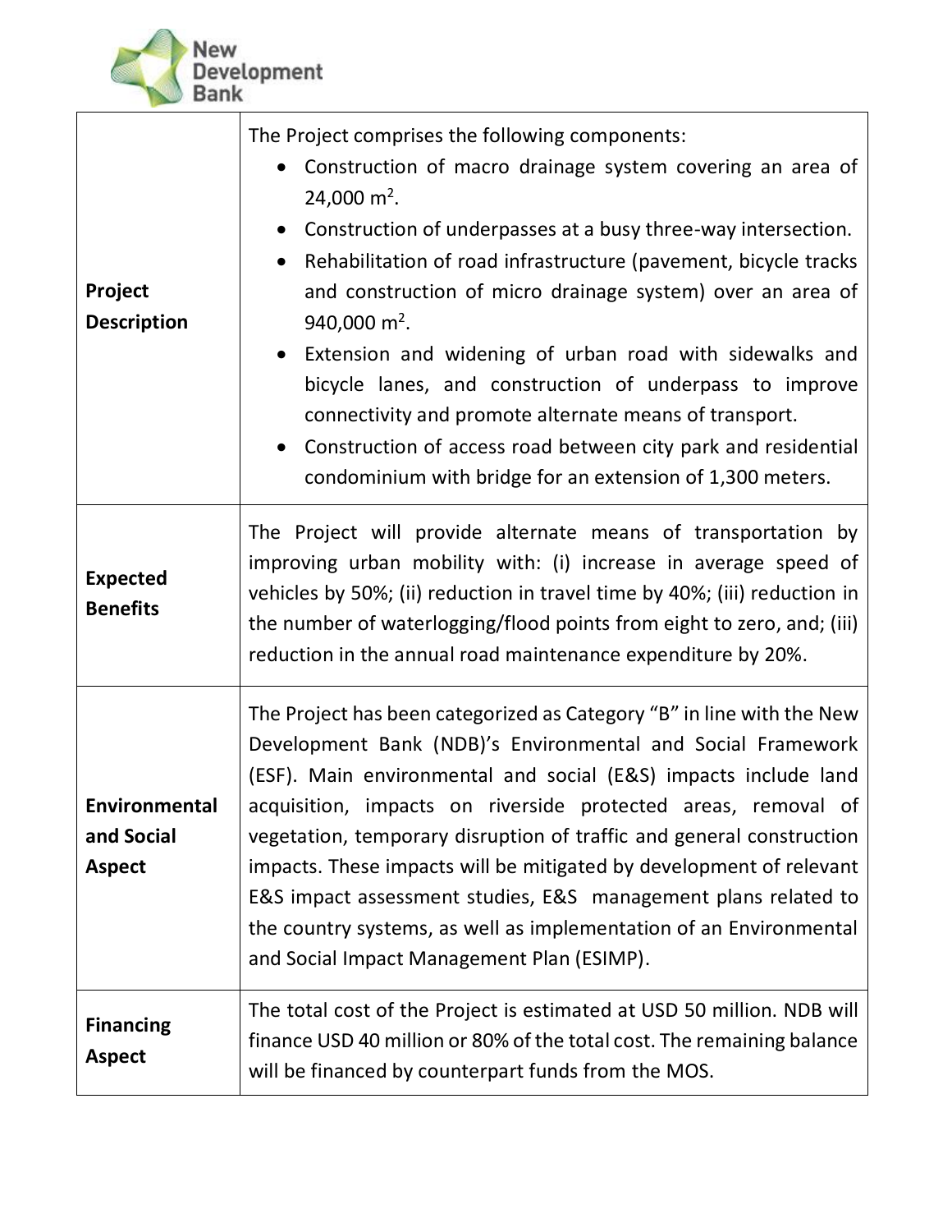| | |
|---|---|
| **Project Description** | The Project comprises the following components:<br>• Construction of macro drainage system covering an area of 24,000 $m^2$.<br>• Construction of underpasses at a busy three-way intersection.<br>• Rehabilitation of road infrastructure (pavement, bicycle tracks and construction of micro drainage system) over an area of 940,000 $m^2$.<br>• Extension and widening of urban road with sidewalks and bicycle lanes, and construction of underpass to improve connectivity and promote alternate means of transport.<br>• Construction of access road between city park and residential condominium with bridge for an extension of 1,300 meters. |
| **Expected Benefits** | The Project will provide alternate means of transportation by improving urban mobility with: (i) increase in average speed of vehicles by 50%; (ii) reduction in travel time by 40%; (iii) reduction in the number of waterlogging/flood points from eight to zero, and; (iii) reduction in the annual road maintenance expenditure by 20%. |
| **Environmental and Social Aspect** | The Project has been categorized as Category "B" in line with the New Development Bank (NDB)'s Environmental and Social Framework (ESF). Main environmental and social (E&S) impacts include land acquisition, impacts on riverside protected areas, removal of vegetation, temporary disruption of traffic and general construction impacts. These impacts will be mitigated by development of relevant E&S impact assessment studies, E&S management plans related to the country systems, as well as implementation of an Environmental and Social Impact Management Plan (ESIMP). |
| **Financing Aspect** | The total cost of the Project is estimated at USD 50 million. NDB will finance USD 40 million or 80% of the total cost. The remaining balance will be financed by counterpart funds from the MOS. |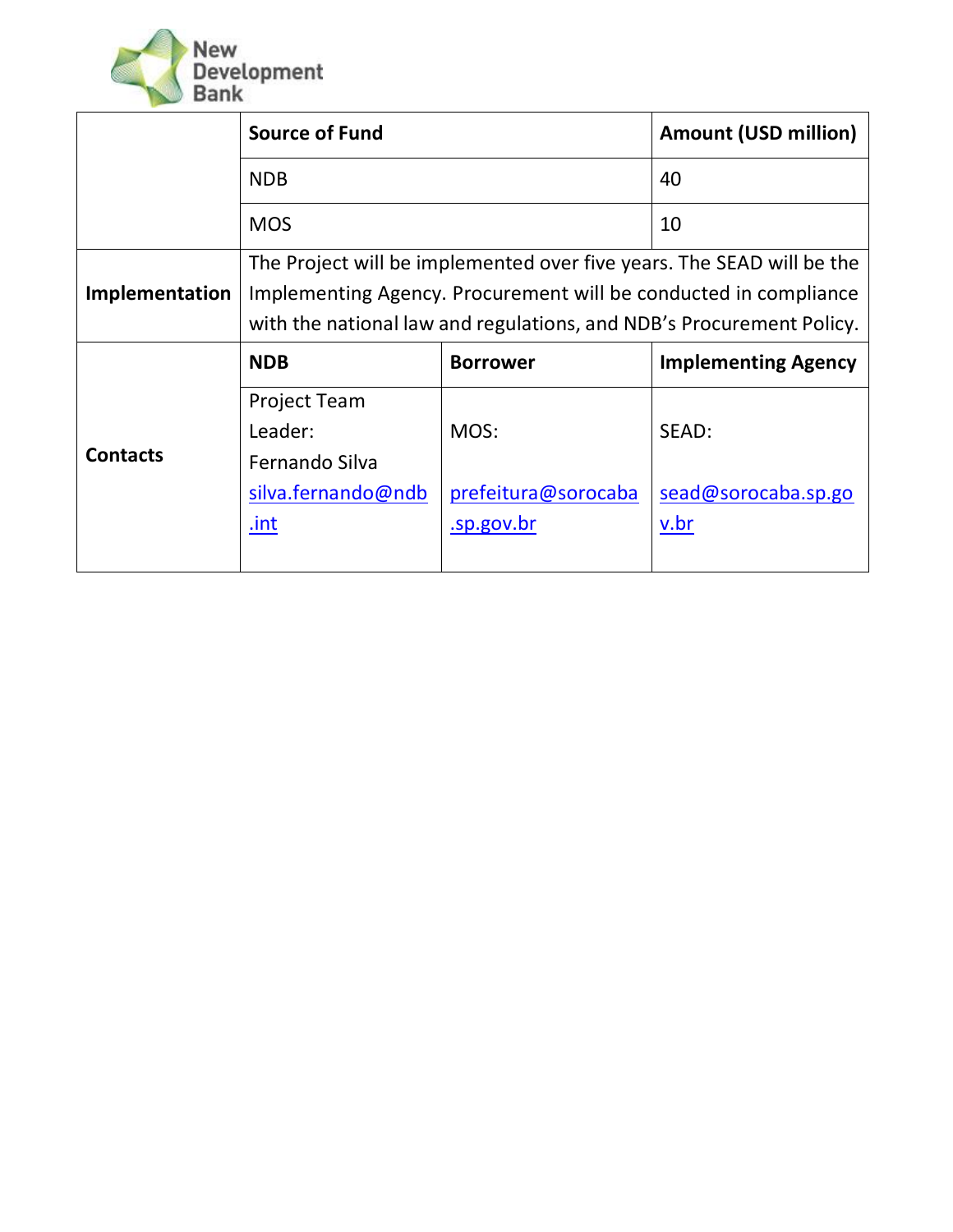| | | | |
|---|---|---|---|
| | **Source of Fund** | | **Amount (USD million)** |
| | NDB | | 40 |
| | MOS | | 10 |
| **Implementation** | The Project will be implemented over five years. The SEAD will be the Implementing Agency. Procurement will be conducted in compliance with the national law and regulations, and NDB's Procurement Policy. | | |
| **Contacts** | **NDB** | **Borrower** | **Implementing Agency** |
| | Project Team Leader: Fernando Silva silva.fernando@ndb.int | MOS: prefeitura@sorocaba.sp.gov.br | SEAD: sead@sorocaba.sp.gov.br |